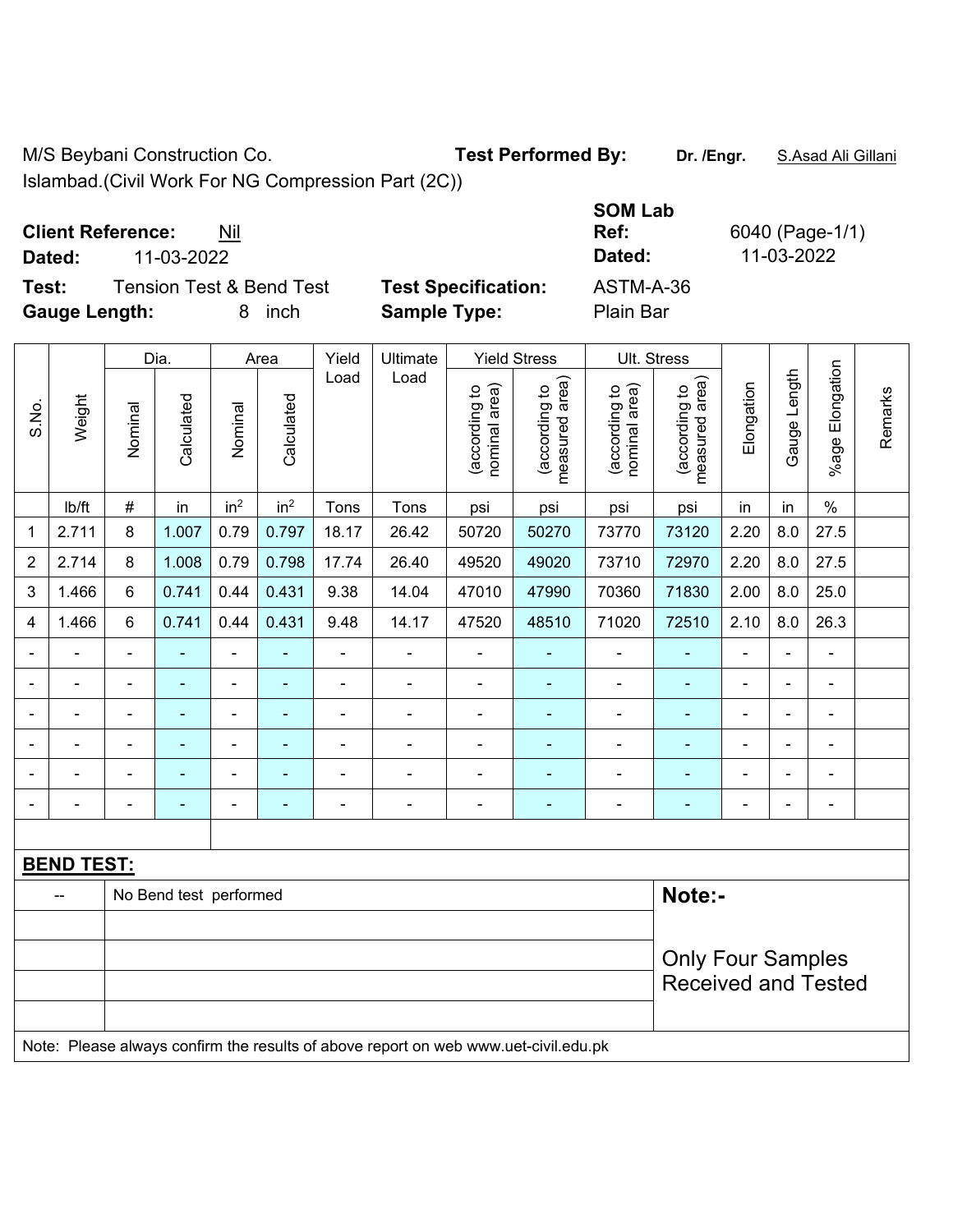M/S Beybani Construction Co.
Islambad.(Civil Work For NG Compression Part (2C))

**Test Performed By:** **Dr. /Engr.** S.Asad Ali Gillani

**Client Reference:** Nil
**Dated:** 11-03-2022

**SOM Lab Ref:** 6040 (Page-1/1)
**Dated:** 11-03-2022

**Test:** Tension Test & Bend Test
**Gauge Length:** 8 inch

**Test Specification:** ASTM-A-36
**Sample Type:** Plain Bar

| S.No. | Weight | Dia. | | Area | | Yield Load | Ultimate Load | Yield Stress | | Ult. Stress | | Elongation | Gauge Length | %age Elongation | Remarks |
|---|---|---|---|---|---|---|---|---|---|---|---|---|---|---|---|
| | | Nominal | Calculated | Nominal | Calculated | | | (according to nominal area) | (according to measured area) | (according to nominal area) | (according to measured area) | | | | |
| | lb/ft | # | in | $in^2$ | $in^2$ | Tons | Tons | psi | psi | psi | psi | in | in | % | |
| 1 | 2.711 | 8 | 1.007 | 0.79 | 0.797 | 18.17 | 26.42 | 50720 | 50270 | 73770 | 73120 | 2.20 | 8.0 | 27.5 | |
| 2 | 2.714 | 8 | 1.008 | 0.79 | 0.798 | 17.74 | 26.40 | 49520 | 49020 | 73710 | 72970 | 2.20 | 8.0 | 27.5 | |
| 3 | 1.466 | 6 | 0.741 | 0.44 | 0.431 | 9.38 | 14.04 | 47010 | 47990 | 70360 | 71830 | 2.00 | 8.0 | 25.0 | |
| 4 | 1.466 | 6 | 0.741 | 0.44 | 0.431 | 9.48 | 14.17 | 47520 | 48510 | 71020 | 72510 | 2.10 | 8.0 | 26.3 | |
| - | - | - | - | - | - | - | - | - | - | - | - | - | - | - | |
| - | - | - | - | - | - | - | - | - | - | - | - | - | - | - | |
| - | - | - | - | - | - | - | - | - | - | - | - | - | - | - | |
| - | - | - | - | - | - | - | - | - | - | - | - | - | - | - | |
| - | - | - | - | - | - | - | - | - | - | - | - | - | - | - | |
| - | - | - | - | - | - | - | - | - | - | - | - | - | - | - | |

**BEND TEST:**

| | | |
|---|---|---|
| -- | No Bend test performed | **Note:-** |
| | | Only Four Samples Received and Tested |

Note: Please always confirm the results of above report on web www.uet-civil.edu.pk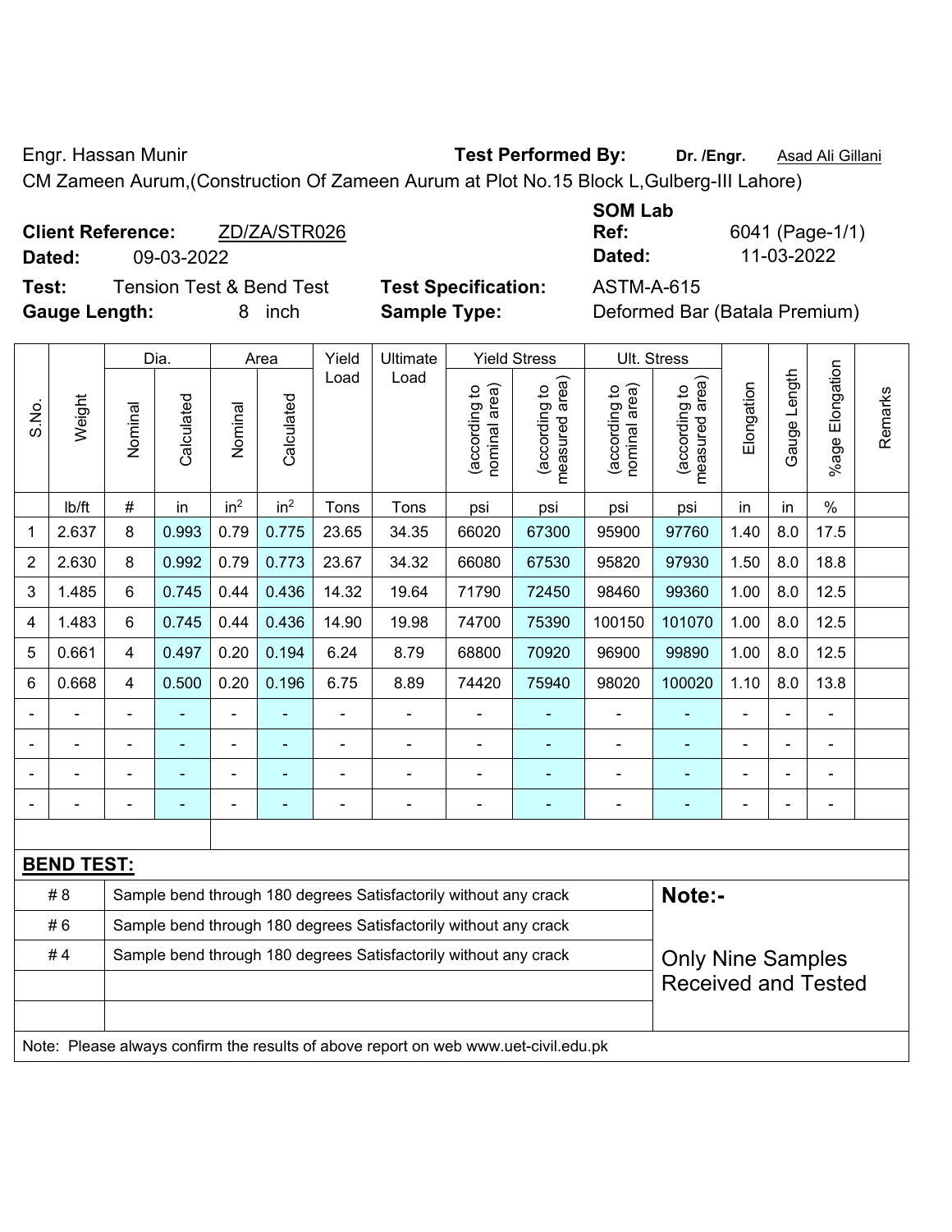Engr. Hassan Munir **Test Performed By:** **Dr. /Engr.** Asad Ali Gillani

CM Zameen Aurum,(Construction Of Zameen Aurum at Plot No.15 Block L,Gulberg-III Lahore)

**Client Reference:** ZD/ZA/STR026 **SOM Lab Ref:** 6041 (Page-1/1)

**Dated:** 09-03-2022 **Dated:** 11-03-2022

**Test:** Tension Test & Bend Test **Test Specification:** ASTM-A-615

**Gauge Length:** 8 inch **Sample Type:** Deformed Bar (Batala Premium)

| S.No. | Weight | Dia. | | Area | | Yield Load | Ultimate Load | Yield Stress | | Ult. Stress | | Elongation | Gauge Length | %age Elongation | Remarks |
|---|---|---|---|---|---|---|---|---|---|---|---|---|---|---|---|
| | | Nominal | Calculated | Nominal | Calculated | | | (according to nominal area) | (according to measured area) | (according to nominal area) | (according to measured area) | | | | |
| | lb/ft | # | in | in$^2$ | in$^2$ | Tons | Tons | psi | psi | psi | psi | in | in | % | |
| 1 | 2.637 | 8 | 0.993 | 0.79 | 0.775 | 23.65 | 34.35 | 66020 | 67300 | 95900 | 97760 | 1.40 | 8.0 | 17.5 | |
| 2 | 2.630 | 8 | 0.992 | 0.79 | 0.773 | 23.67 | 34.32 | 66080 | 67530 | 95820 | 97930 | 1.50 | 8.0 | 18.8 | |
| 3 | 1.485 | 6 | 0.745 | 0.44 | 0.436 | 14.32 | 19.64 | 71790 | 72450 | 98460 | 99360 | 1.00 | 8.0 | 12.5 | |
| 4 | 1.483 | 6 | 0.745 | 0.44 | 0.436 | 14.90 | 19.98 | 74700 | 75390 | 100150 | 101070 | 1.00 | 8.0 | 12.5 | |
| 5 | 0.661 | 4 | 0.497 | 0.20 | 0.194 | 6.24 | 8.79 | 68800 | 70920 | 96900 | 99890 | 1.00 | 8.0 | 12.5 | |
| 6 | 0.668 | 4 | 0.500 | 0.20 | 0.196 | 6.75 | 8.89 | 74420 | 75940 | 98020 | 100020 | 1.10 | 8.0 | 13.8 | |
| - | - | - | - | - | - | - | - | - | - | - | - | - | - | - | |
| - | - | - | - | - | - | - | - | - | - | - | - | - | - | - | |
| - | - | - | - | - | - | - | - | - | - | - | - | - | - | - | |
| - | - | - | - | - | - | - | - | - | - | - | - | - | - | - | |

**BEND TEST:**

| | | |
|---|---|---|
| # 8 | Sample bend through 180 degrees Satisfactorily without any crack | **Note:-** |
| # 6 | Sample bend through 180 degrees Satisfactorily without any crack | |
| # 4 | Sample bend through 180 degrees Satisfactorily without any crack | Only Nine Samples Received and Tested |

Note: Please always confirm the results of above report on web www.uet-civil.edu.pk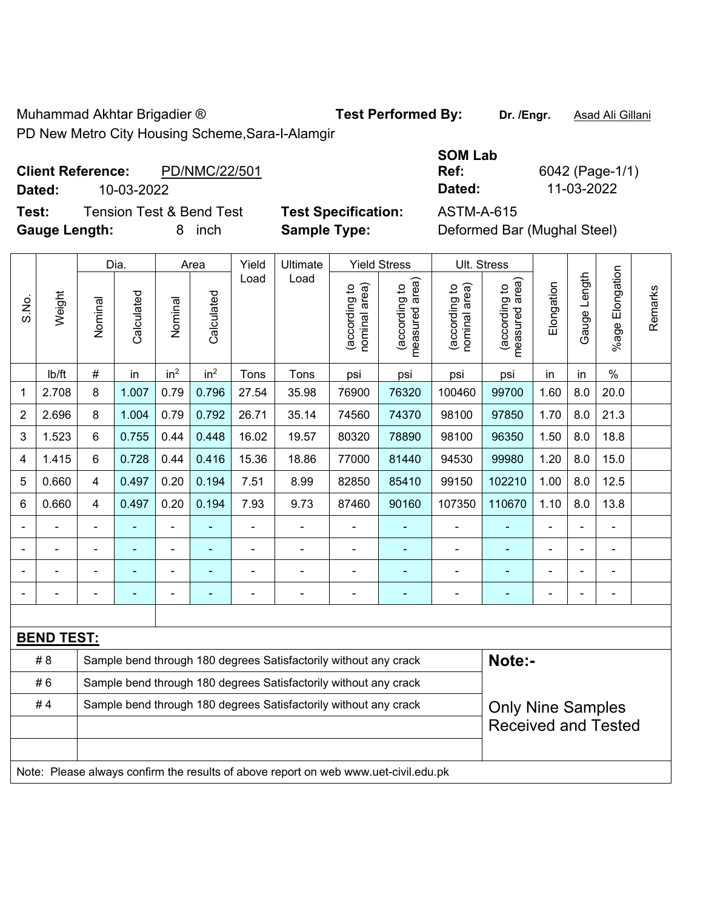Muhammad Akhtar Brigadier ®

PD New Metro City Housing Scheme,Sara-I-Alamgir

**Test Performed By:** **Dr. /Engr.** Asad Ali Gillani

**SOM Lab**

**Client Reference:** PD/NMC/22/501 **Ref:** 6042 (Page-1/1)

**Dated:** 10-03-2022 **Dated:** 11-03-2022

**Test:** Tension Test & Bend Test **Test Specification:** ASTM-A-615

**Gauge Length:** 8 inch **Sample Type:** Deformed Bar (Mughal Steel)

| S.No. | Weight | Dia. | | Area | | Yield Load | Ultimate Load | Yield Stress | | Ult. Stress | | Elongation | Gauge Length | %age Elongation | Remarks |
|---|---|---|---|---|---|---|---|---|---|---|---|---|---|---|---|
| | | Nominal | Calculated | Nominal | Calculated | | | (according to nominal area) | (according to measured area) | (according to nominal area) | (according to measured area) | | | | |
| | lb/ft | # | in | in$^2$ | in$^2$ | Tons | Tons | psi | psi | psi | psi | in | in | % | |
| 1 | 2.708 | 8 | 1.007 | 0.79 | 0.796 | 27.54 | 35.98 | 76900 | 76320 | 100460 | 99700 | 1.60 | 8.0 | 20.0 | |
| 2 | 2.696 | 8 | 1.004 | 0.79 | 0.792 | 26.71 | 35.14 | 74560 | 74370 | 98100 | 97850 | 1.70 | 8.0 | 21.3 | |
| 3 | 1.523 | 6 | 0.755 | 0.44 | 0.448 | 16.02 | 19.57 | 80320 | 78890 | 98100 | 96350 | 1.50 | 8.0 | 18.8 | |
| 4 | 1.415 | 6 | 0.728 | 0.44 | 0.416 | 15.36 | 18.86 | 77000 | 81440 | 94530 | 99980 | 1.20 | 8.0 | 15.0 | |
| 5 | 0.660 | 4 | 0.497 | 0.20 | 0.194 | 7.51 | 8.99 | 82850 | 85410 | 99150 | 102210 | 1.00 | 8.0 | 12.5 | |
| 6 | 0.660 | 4 | 0.497 | 0.20 | 0.194 | 7.93 | 9.73 | 87460 | 90160 | 107350 | 110670 | 1.10 | 8.0 | 13.8 | |
| - | - | - | - | - | - | - | - | - | - | - | - | - | - | - | |
| - | - | - | - | - | - | - | - | - | - | - | - | - | - | - | |
| - | - | - | - | - | - | - | - | - | - | - | - | - | - | - | |
| - | - | - | - | - | - | - | - | - | - | - | - | - | - | - | |

**BEND TEST:**

| | | |
|---|---|---|
| # 8 | Sample bend through 180 degrees Satisfactorily without any crack | **Note:-** |
| # 6 | Sample bend through 180 degrees Satisfactorily without any crack | |
| # 4 | Sample bend through 180 degrees Satisfactorily without any crack | Only Nine Samples Received and Tested |

Note: Please always confirm the results of above report on web www.uet-civil.edu.pk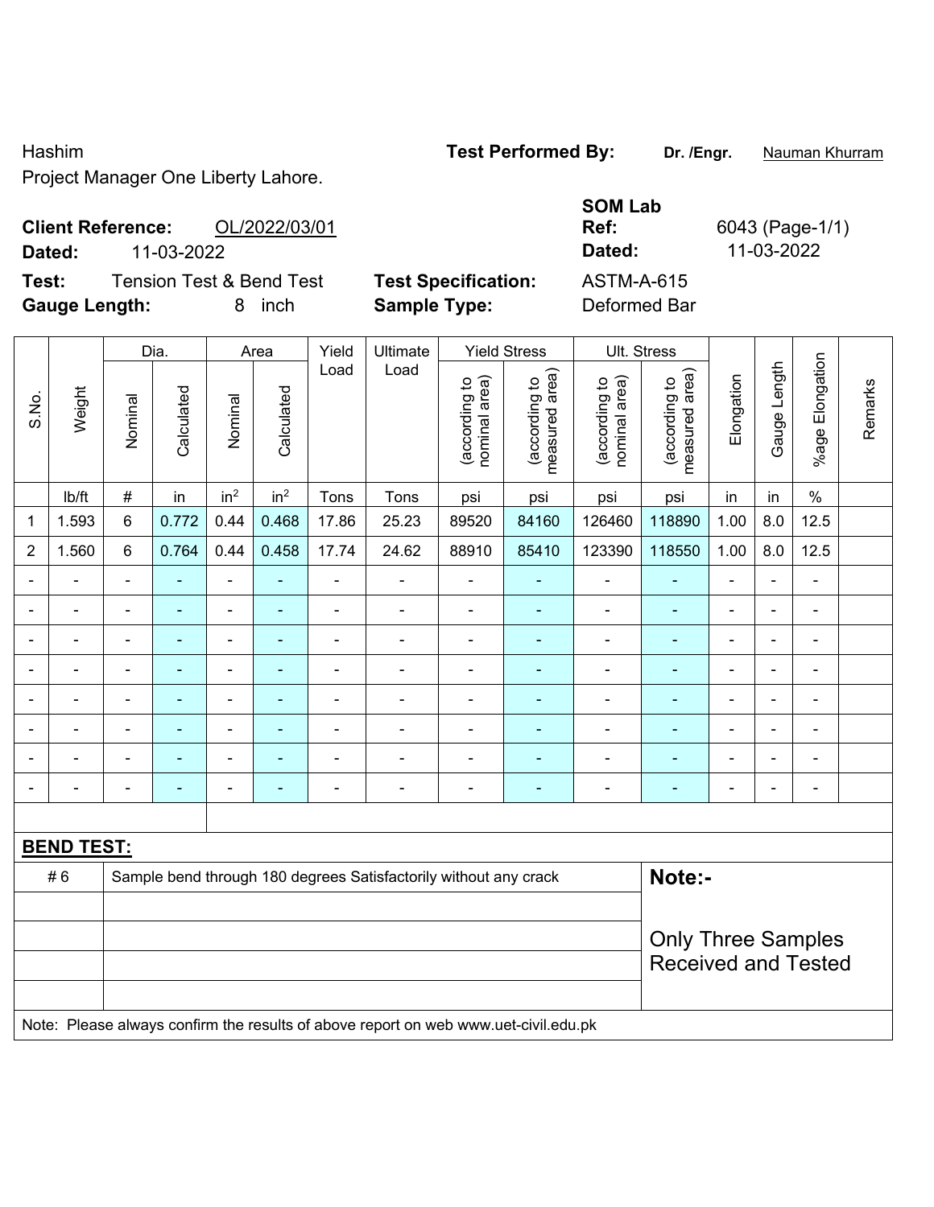Hashim

Project Manager One Liberty Lahore.

**Test Performed By:** **Dr. /Engr.** Nauman Khurram

**Client Reference:** OL/2022/03/01

**Dated:** 11-03-2022

**SOM Lab Ref:** 6043 (Page-1/1)

**Dated:** 11-03-2022

**Test:** Tension Test & Bend Test

**Test Specification:** ASTM-A-615

**Gauge Length:** 8 inch

**Sample Type:** Deformed Bar

| S.No. | Weight | Dia. | | Area | | Yield Load | Ultimate Load | Yield Stress | | Ult. Stress | | Elongation | Gauge Length | %age Elongation | Remarks |
|---|---|---|---|---|---|---|---|---|---|---|---|---|---|---|---|
| | | Nominal | Calculated | Nominal | Calculated | | | (according to nominal area) | (according to measured area) | (according to nominal area) | (according to measured area) | | | | |
| | lb/ft | # | in | $in^2$ | $in^2$ | Tons | Tons | psi | psi | psi | psi | in | in | % | |
| 1 | 1.593 | 6 | 0.772 | 0.44 | 0.468 | 17.86 | 25.23 | 89520 | 84160 | 126460 | 118890 | 1.00 | 8.0 | 12.5 | |
| 2 | 1.560 | 6 | 0.764 | 0.44 | 0.458 | 17.74 | 24.62 | 88910 | 85410 | 123390 | 118550 | 1.00 | 8.0 | 12.5 | |
| - | - | - | - | - | - | - | - | - | - | - | - | - | - | - | |
| - | - | - | - | - | - | - | - | - | - | - | - | - | - | - | |
| - | - | - | - | - | - | - | - | - | - | - | - | - | - | - | |
| - | - | - | - | - | - | - | - | - | - | - | - | - | - | - | |
| - | - | - | - | - | - | - | - | - | - | - | - | - | - | - | |
| - | - | - | - | - | - | - | - | - | - | - | - | - | - | - | |
| - | - | - | - | - | - | - | - | - | - | - | - | - | - | - | |
| - | - | - | - | - | - | - | - | - | - | - | - | - | - | - | |

**BEND TEST:**

| | |
|---|---|
| # 6 | Sample bend through 180 degrees Satisfactorily without any crack |

**Note:-**

Only Three Samples Received and Tested

Note: Please always confirm the results of above report on web www.uet-civil.edu.pk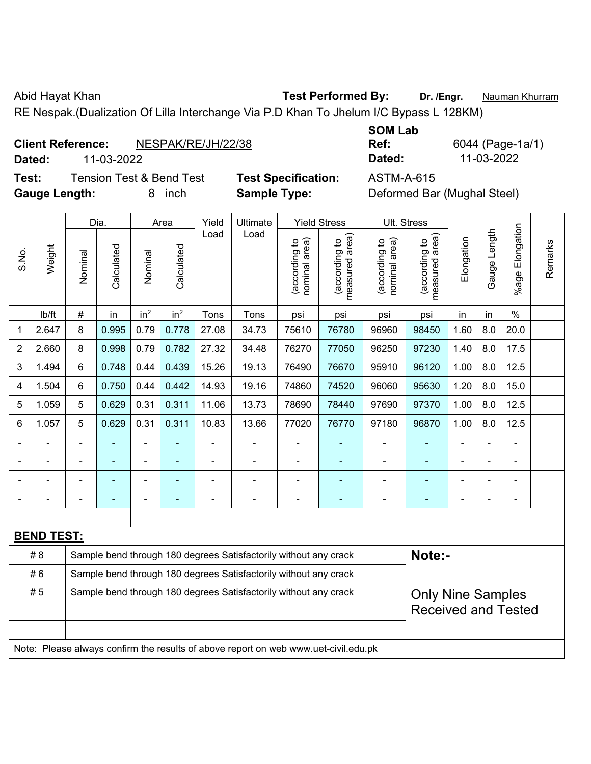Abid Hayat Khan **Test Performed By:** **Dr. /Engr.** Nauman Khurram

RE Nespak.(Dualization Of Lilla Interchange Via P.D Khan To Jhelum I/C Bypass L 128KM)

**Client Reference:** NESPAK/RE/JH/22/38 **SOM Lab Ref:** 6044 (Page-1a/1)

**Dated:** 11-03-2022 **Dated:** 11-03-2022

**Test:** Tension Test & Bend Test **Test Specification:** ASTM-A-615

**Gauge Length:** 8 inch **Sample Type:** Deformed Bar (Mughal Steel)

| S.No. | Weight | Dia. | | Area | | Yield Load | Ultimate Load | Yield Stress | | Ult. Stress | | Elongation | Gauge Length | %age Elongation | Remarks |
|---|---|---|---|---|---|---|---|---|---|---|---|---|---|---|---|
| | | Nominal | Calculated | Nominal | Calculated | | | (according to nominal area) | (according to measured area) | (according to nominal area) | (according to measured area) | | | | |
| | lb/ft | # | in | $in^2$ | $in^2$ | Tons | Tons | psi | psi | psi | psi | in | in | % | |
| 1 | 2.647 | 8 | 0.995 | 0.79 | 0.778 | 27.08 | 34.73 | 75610 | 76780 | 96960 | 98450 | 1.60 | 8.0 | 20.0 | |
| 2 | 2.660 | 8 | 0.998 | 0.79 | 0.782 | 27.32 | 34.48 | 76270 | 77050 | 96250 | 97230 | 1.40 | 8.0 | 17.5 | |
| 3 | 1.494 | 6 | 0.748 | 0.44 | 0.439 | 15.26 | 19.13 | 76490 | 76670 | 95910 | 96120 | 1.00 | 8.0 | 12.5 | |
| 4 | 1.504 | 6 | 0.750 | 0.44 | 0.442 | 14.93 | 19.16 | 74860 | 74520 | 96060 | 95630 | 1.20 | 8.0 | 15.0 | |
| 5 | 1.059 | 5 | 0.629 | 0.31 | 0.311 | 11.06 | 13.73 | 78690 | 78440 | 97690 | 97370 | 1.00 | 8.0 | 12.5 | |
| 6 | 1.057 | 5 | 0.629 | 0.31 | 0.311 | 10.83 | 13.66 | 77020 | 76770 | 97180 | 96870 | 1.00 | 8.0 | 12.5 | |
| - | - | - | - | - | - | - | - | - | - | - | - | - | - | - | |
| - | - | - | - | - | - | - | - | - | - | - | - | - | - | - | |
| - | - | - | - | - | - | - | - | - | - | - | - | - | - | - | |
| - | - | - | - | - | - | - | - | - | - | - | - | - | - | - | |

**BEND TEST:**

| | | |
|---|---|---|
| # 8 | Sample bend through 180 degrees Satisfactorily without any crack | **Note:-** |
| # 6 | Sample bend through 180 degrees Satisfactorily without any crack | |
| # 5 | Sample bend through 180 degrees Satisfactorily without any crack | Only Nine Samples Received and Tested |

Note: Please always confirm the results of above report on web www.uet-civil.edu.pk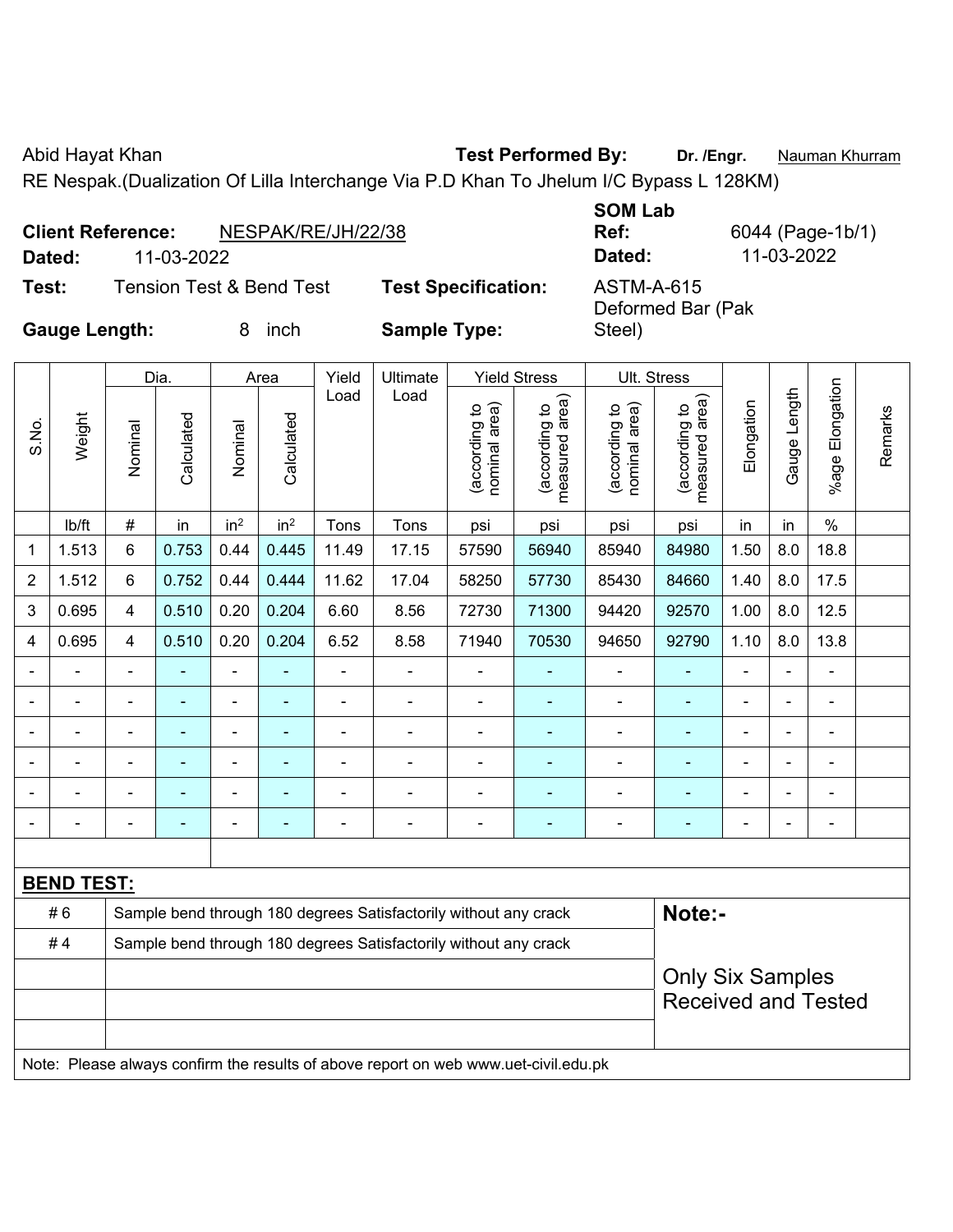Abid Hayat Khan **Test Performed By:** **Dr. /Engr.** Nauman Khurram

RE Nespak.(Dualization Of Lilla Interchange Via P.D Khan To Jhelum I/C Bypass L 128KM)

**Client Reference:** NESPAK/RE/JH/22/38 **SOM Lab Ref:** 6044 (Page-1b/1)

**Dated:** 11-03-2022 **Dated:** 11-03-2022

**Test:** Tension Test & Bend Test **Test Specification:** ASTM-A-615

**Gauge Length:** 8 inch **Sample Type:** Deformed Bar (Pak Steel)

| S.No. | Weight | Dia. | | Area | | Yield Load | Ultimate Load | Yield Stress | | Ult. Stress | | Elongation | Gauge Length | %age Elongation | Remarks |
|---|---|---|---|---|---|---|---|---|---|---|---|---|---|---|---|
| | | Nominal | Calculated | Nominal | Calculated | | | (according to nominal area) | (according to measured area) | (according to nominal area) | (according to measured area) | | | | |
| | lb/ft | # | in | in² | in² | Tons | Tons | psi | psi | psi | psi | in | in | % | |
| 1 | 1.513 | 6 | 0.753 | 0.44 | 0.445 | 11.49 | 17.15 | 57590 | 56940 | 85940 | 84980 | 1.50 | 8.0 | 18.8 | |
| 2 | 1.512 | 6 | 0.752 | 0.44 | 0.444 | 11.62 | 17.04 | 58250 | 57730 | 85430 | 84660 | 1.40 | 8.0 | 17.5 | |
| 3 | 0.695 | 4 | 0.510 | 0.20 | 0.204 | 6.60 | 8.56 | 72730 | 71300 | 94420 | 92570 | 1.00 | 8.0 | 12.5 | |
| 4 | 0.695 | 4 | 0.510 | 0.20 | 0.204 | 6.52 | 8.58 | 71940 | 70530 | 94650 | 92790 | 1.10 | 8.0 | 13.8 | |
| - | - | - | - | - | - | - | - | - | - | - | - | - | - | - | |
| - | - | - | - | - | - | - | - | - | - | - | - | - | - | - | |
| - | - | - | - | - | - | - | - | - | - | - | - | - | - | - | |
| - | - | - | - | - | - | - | - | - | - | - | - | - | - | - | |
| - | - | - | - | - | - | - | - | - | - | - | - | - | - | - | |
| - | - | - | - | - | - | - | - | - | - | - | - | - | - | - | |

**BEND TEST:**

| | | |
|---|---|---|
| # 6 | Sample bend through 180 degrees Satisfactorily without any crack | **Note:-** |
| # 4 | Sample bend through 180 degrees Satisfactorily without any crack | Only Six Samples Received and Tested |

Note: Please always confirm the results of above report on web www.uet-civil.edu.pk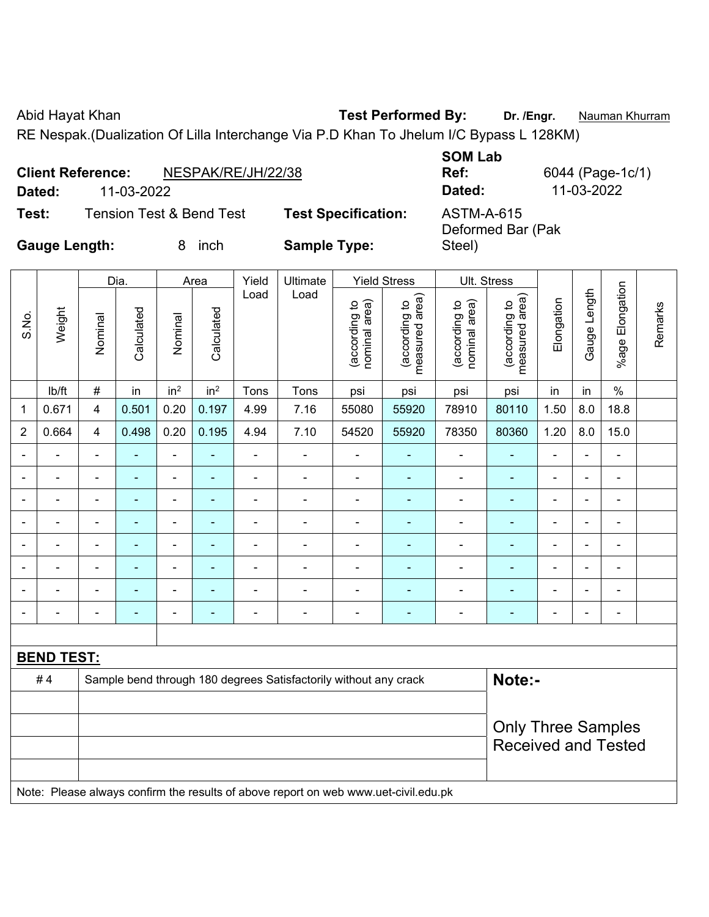Abid Hayat Khan **Test Performed By:** **Dr. /Engr.** Nauman Khurram

RE Nespak.(Dualization Of Lilla Interchange Via P.D Khan To Jhelum I/C Bypass L 128KM)

**Client Reference:** NESPAK/RE/JH/22/38 **SOM Lab Ref:** 6044 (Page-1c/1)

**Dated:** 11-03-2022 **Dated:** 11-03-2022

**Test:** Tension Test & Bend Test **Test Specification:** ASTM-A-615

**Gauge Length:** 8 inch **Sample Type:** Deformed Bar (Pak Steel)

| S.No. | Weight | Dia. | | Area | | Yield Load | Ultimate Load | Yield Stress | | Ult. Stress | | Elongation | Gauge Length | %age Elongation | Remarks |
|---|---|---|---|---|---|---|---|---|---|---|---|---|---|---|---|
| | | Nominal | Calculated | Nominal | Calculated | | | (according to nominal area) | (according to measured area) | (according to nominal area) | (according to measured area) | | | | |
| | lb/ft | # | in | in$^2$ | in$^2$ | Tons | Tons | psi | psi | psi | psi | in | in | % | |
| 1 | 0.671 | 4 | 0.501 | 0.20 | 0.197 | 4.99 | 7.16 | 55080 | 55920 | 78910 | 80110 | 1.50 | 8.0 | 18.8 | |
| 2 | 0.664 | 4 | 0.498 | 0.20 | 0.195 | 4.94 | 7.10 | 54520 | 55920 | 78350 | 80360 | 1.20 | 8.0 | 15.0 | |
| - | - | - | - | - | - | - | - | - | - | - | - | - | - | - | |
| - | - | - | - | - | - | - | - | - | - | - | - | - | - | - | |
| - | - | - | - | - | - | - | - | - | - | - | - | - | - | - | |
| - | - | - | - | - | - | - | - | - | - | - | - | - | - | - | |
| - | - | - | - | - | - | - | - | - | - | - | - | - | - | - | |
| - | - | - | - | - | - | - | - | - | - | - | - | - | - | - | |
| - | - | - | - | - | - | - | - | - | - | - | - | - | - | - | |
| - | - | - | - | - | - | - | - | - | - | - | - | - | - | - | |

**BEND TEST:**

| | | |
|---|---|---|
| # 4 | Sample bend through 180 degrees Satisfactorily without any crack | **Note:-** Only Three Samples Received and Tested |

Note: Please always confirm the results of above report on web www.uet-civil.edu.pk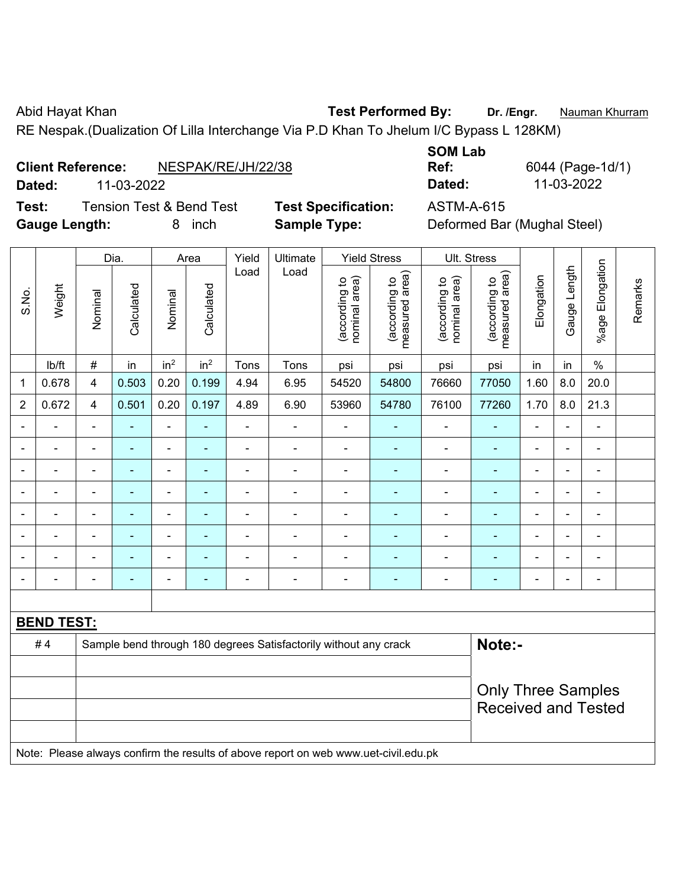Abid Hayat Khan **Test Performed By:** **Dr. /Engr.** Nauman Khurram

RE Nespak.(Dualization Of Lilla Interchange Via P.D Khan To Jhelum I/C Bypass L 128KM)

**Client Reference:** NESPAK/RE/JH/22/38

**Dated:** 11-03-2022

**SOM Lab Ref:** 6044 (Page-1d/1)

**Dated:** 11-03-2022

**Test:** Tension Test & Bend Test **Test Specification:** ASTM-A-615

**Gauge Length:** 8 inch **Sample Type:** Deformed Bar (Mughal Steel)

| S.No. | Weight | Dia. | | Area | | Yield Load | Ultimate Load | Yield Stress | | Ult. Stress | | Elongation | Gauge Length | %age Elongation | Remarks |
|---|---|---|---|---|---|---|---|---|---|---|---|---|---|---|---|
| | | Nominal | Calculated | Nominal | Calculated | | | (according to nominal area) | (according to measured area) | (according to nominal area) | (according to measured area) | | | | |
| | lb/ft | # | in | $in^2$ | $in^2$ | Tons | Tons | psi | psi | psi | psi | in | in | % | |
| 1 | 0.678 | 4 | 0.503 | 0.20 | 0.199 | 4.94 | 6.95 | 54520 | 54800 | 76660 | 77050 | 1.60 | 8.0 | 20.0 | |
| 2 | 0.672 | 4 | 0.501 | 0.20 | 0.197 | 4.89 | 6.90 | 53960 | 54780 | 76100 | 77260 | 1.70 | 8.0 | 21.3 | |
| - | - | - | - | - | - | - | - | - | - | - | - | - | - | - | |
| - | - | - | - | - | - | - | - | - | - | - | - | - | - | - | |
| - | - | - | - | - | - | - | - | - | - | - | - | - | - | - | |
| - | - | - | - | - | - | - | - | - | - | - | - | - | - | - | |
| - | - | - | - | - | - | - | - | - | - | - | - | - | - | - | |
| - | - | - | - | - | - | - | - | - | - | - | - | - | - | - | |
| - | - | - | - | - | - | - | - | - | - | - | - | - | - | - | |
| - | - | - | - | - | - | - | - | - | - | - | - | - | - | - | |

**BEND TEST:**

| | | |
|---|---|---|
| # 4 | Sample bend through 180 degrees Satisfactorily without any crack | **Note:-** Only Three Samples Received and Tested |

Note: Please always confirm the results of above report on web www.uet-civil.edu.pk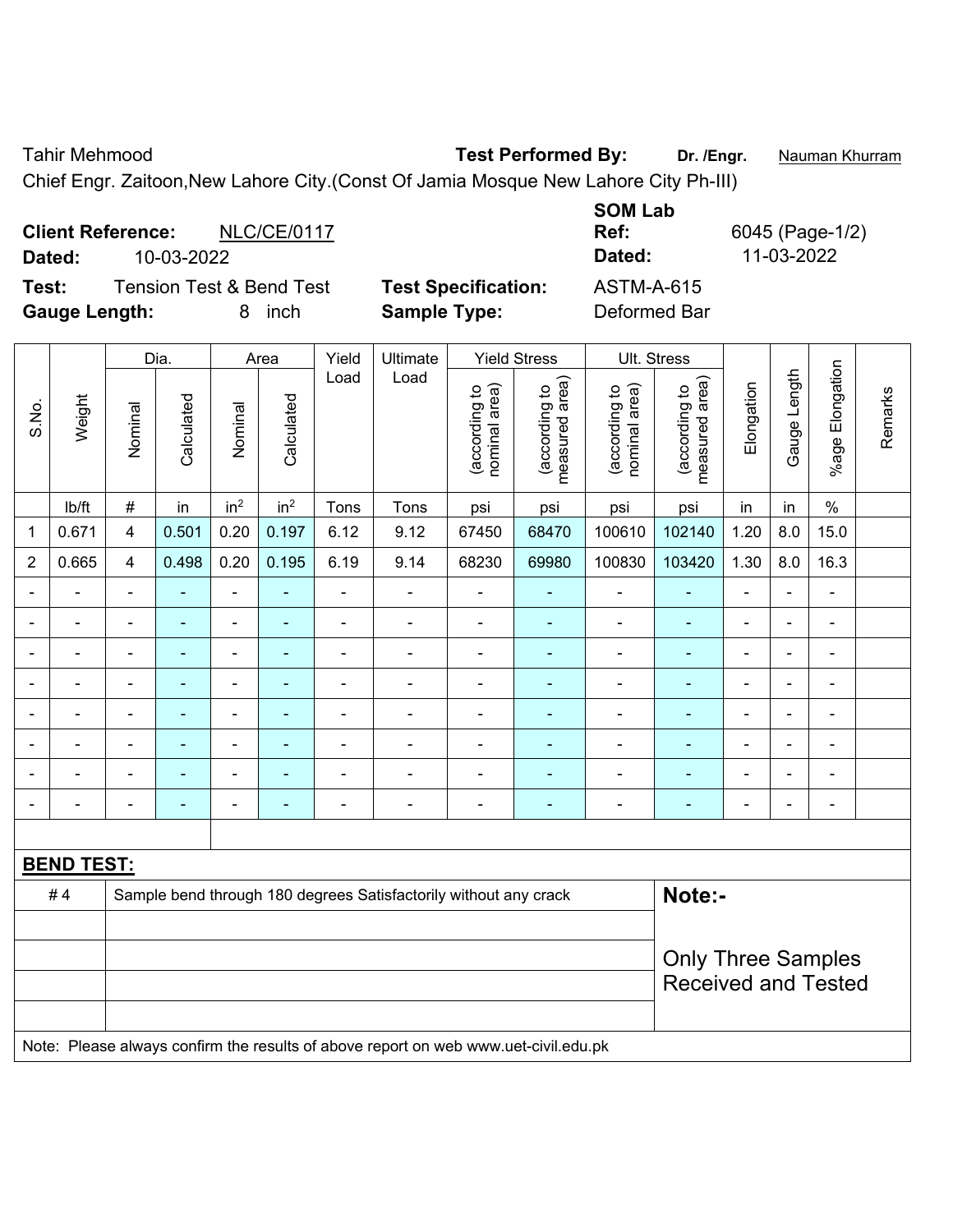Tahir Mehmood **Test Performed By:** **Dr. /Engr.** Nauman Khurram

Chief Engr. Zaitoon,New Lahore City.(Const Of Jamia Mosque New Lahore City Ph-III)

**Client Reference:** NLC/CE/0117 **SOM Lab Ref:** 6045 (Page-1/2)

**Dated:** 10-03-2022 **Dated:** 11-03-2022

**Test:** Tension Test & Bend Test **Test Specification:** ASTM-A-615

**Gauge Length:** 8 inch **Sample Type:** Deformed Bar

| S.No. | Weight | Dia. | | Area | | Yield Load | Ultimate Load | Yield Stress | | Ult. Stress | | Elongation | Gauge Length | %age Elongation | Remarks |
|---|---|---|---|---|---|---|---|---|---|---|---|---|---|---|---|
| | | Nominal | Calculated | Nominal | Calculated | | | (according to nominal area) | (according to measured area) | (according to nominal area) | (according to measured area) | | | | |
| | lb/ft | # | in | $in^2$ | $in^2$ | Tons | Tons | psi | psi | psi | psi | in | in | % | |
| 1 | 0.671 | 4 | 0.501 | 0.20 | 0.197 | 6.12 | 9.12 | 67450 | 68470 | 100610 | 102140 | 1.20 | 8.0 | 15.0 | |
| 2 | 0.665 | 4 | 0.498 | 0.20 | 0.195 | 6.19 | 9.14 | 68230 | 69980 | 100830 | 103420 | 1.30 | 8.0 | 16.3 | |
| - | - | - | - | - | - | - | - | - | - | - | - | - | - | - | |
| - | - | - | - | - | - | - | - | - | - | - | - | - | - | - | |
| - | - | - | - | - | - | - | - | - | - | - | - | - | - | - | |
| - | - | - | - | - | - | - | - | - | - | - | - | - | - | - | |
| - | - | - | - | - | - | - | - | - | - | - | - | - | - | - | |
| - | - | - | - | - | - | - | - | - | - | - | - | - | - | - | |
| - | - | - | - | - | - | - | - | - | - | - | - | - | - | - | |
| - | - | - | - | - | - | - | - | - | - | - | - | - | - | - | |

**BEND TEST:**

| | | |
|---|---|---|
| # 4 | Sample bend through 180 degrees Satisfactorily without any crack | **Note:-** |
| | | Only Three Samples Received and Tested |

Note: Please always confirm the results of above report on web www.uet-civil.edu.pk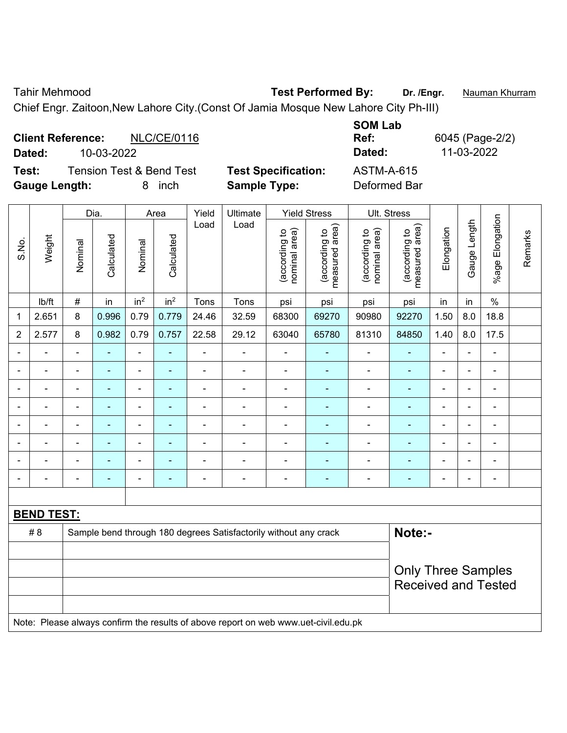Tahir Mehmood **Test Performed By:** **Dr. /Engr.** Nauman Khurram

Chief Engr. Zaitoon,New Lahore City.(Const Of Jamia Mosque New Lahore City Ph-III)

**Client Reference:** NLC/CE/0116 **SOM Lab Ref:** 6045 (Page-2/2)

**Dated:** 10-03-2022 **Dated:** 11-03-2022

**Test:** Tension Test & Bend Test **Test Specification:** ASTM-A-615

**Gauge Length:** 8 inch **Sample Type:** Deformed Bar

| S.No. | Weight | Dia. | | Area | | Yield Load | Ultimate Load | Yield Stress | | Ult. Stress | | Elongation | Gauge Length | %age Elongation | Remarks |
|---|---|---|---|---|---|---|---|---|---|---|---|---|---|---|---|
| | | Nominal | Calculated | Nominal | Calculated | | | (according to nominal area) | (according to measured area) | (according to nominal area) | (according to measured area) | | | | |
| | lb/ft | # | in | in$^2$ | in$^2$ | Tons | Tons | psi | psi | psi | psi | in | in | % | |
| 1 | 2.651 | 8 | 0.996 | 0.79 | 0.779 | 24.46 | 32.59 | 68300 | 69270 | 90980 | 92270 | 1.50 | 8.0 | 18.8 | |
| 2 | 2.577 | 8 | 0.982 | 0.79 | 0.757 | 22.58 | 29.12 | 63040 | 65780 | 81310 | 84850 | 1.40 | 8.0 | 17.5 | |
| - | - | - | - | - | - | - | - | - | - | - | - | - | - | - | |
| - | - | - | - | - | - | - | - | - | - | - | - | - | - | - | |
| - | - | - | - | - | - | - | - | - | - | - | - | - | - | - | |
| - | - | - | - | - | - | - | - | - | - | - | - | - | - | - | |
| - | - | - | - | - | - | - | - | - | - | - | - | - | - | - | |
| - | - | - | - | - | - | - | - | - | - | - | - | - | - | - | |
| - | - | - | - | - | - | - | - | - | - | - | - | - | - | - | |
| - | - | - | - | - | - | - | - | - | - | - | - | - | - | - | |

**BEND TEST:**

| | | |
|---|---|---|
| # 8 | Sample bend through 180 degrees Satisfactorily without any crack | **Note:-** Only Three Samples Received and Tested |

Note: Please always confirm the results of above report on web www.uet-civil.edu.pk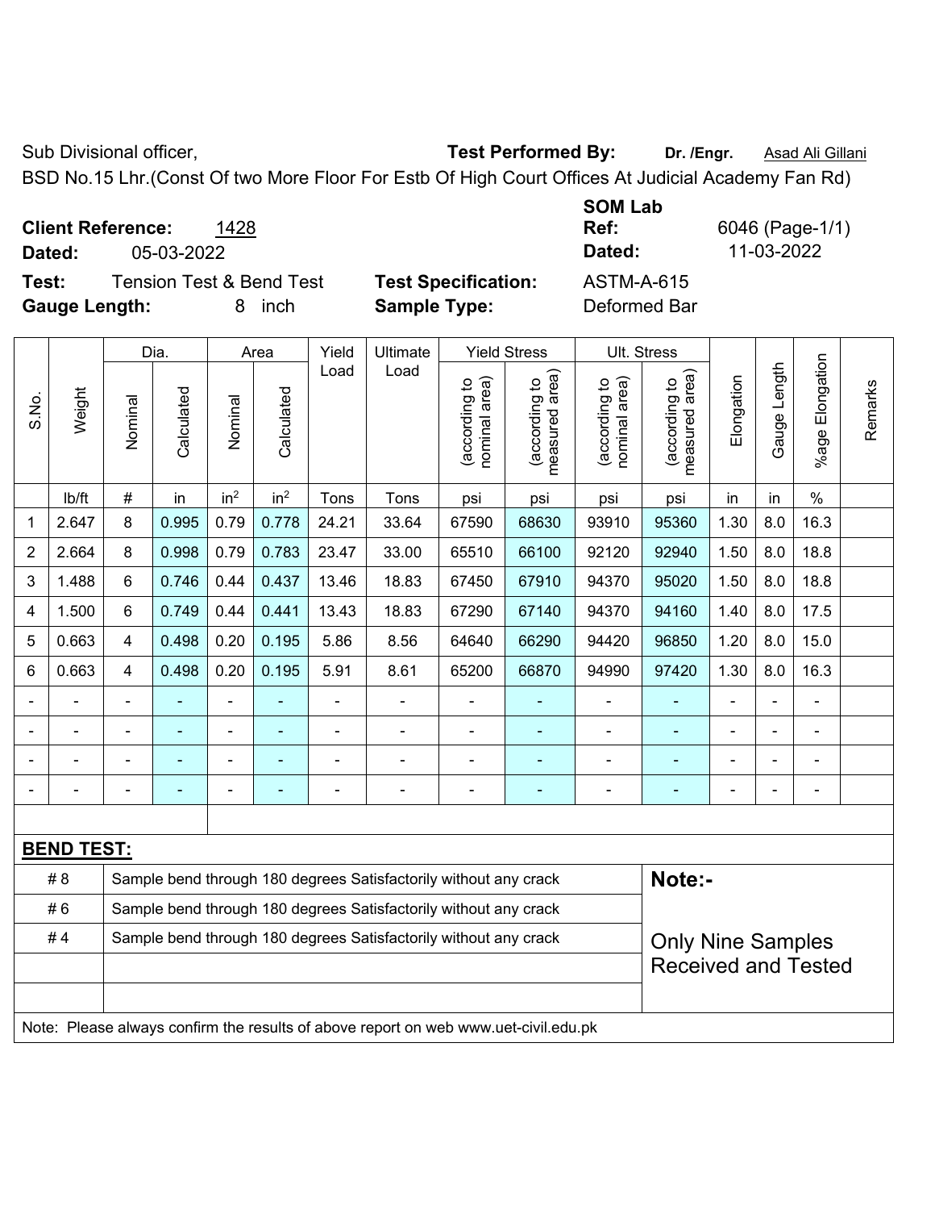Sub Divisional officer, **Test Performed By:** **Dr. /Engr.** Asad Ali Gillani

BSD No.15 Lhr.(Const Of two More Floor For Estb Of High Court Offices At Judicial Academy Fan Rd)

**Client Reference:** 1428

**Dated:** 05-03-2022

**SOM Lab Ref:** 6046 (Page-1/1)

**Dated:** 11-03-2022

**Test:** Tension Test & Bend Test

**Test Specification:** ASTM-A-615

**Gauge Length:** 8 inch

**Sample Type:** Deformed Bar

| S.No. | Weight | Dia. | | Area | | Yield Load | Ultimate Load | Yield Stress | | Ult. Stress | | Elongation | Gauge Length | %age Elongation | Remarks |
|---|---|---|---|---|---|---|---|---|---|---|---|---|---|---|---|
| | | Nominal | Calculated | Nominal | Calculated | | | (according to nominal area) | (according to measured area) | (according to nominal area) | (according to measured area) | | | | |
| | lb/ft | # | in | $in^2$ | $in^2$ | Tons | Tons | psi | psi | psi | psi | in | in | % | |
| 1 | 2.647 | 8 | 0.995 | 0.79 | 0.778 | 24.21 | 33.64 | 67590 | 68630 | 93910 | 95360 | 1.30 | 8.0 | 16.3 | |
| 2 | 2.664 | 8 | 0.998 | 0.79 | 0.783 | 23.47 | 33.00 | 65510 | 66100 | 92120 | 92940 | 1.50 | 8.0 | 18.8 | |
| 3 | 1.488 | 6 | 0.746 | 0.44 | 0.437 | 13.46 | 18.83 | 67450 | 67910 | 94370 | 95020 | 1.50 | 8.0 | 18.8 | |
| 4 | 1.500 | 6 | 0.749 | 0.44 | 0.441 | 13.43 | 18.83 | 67290 | 67140 | 94370 | 94160 | 1.40 | 8.0 | 17.5 | |
| 5 | 0.663 | 4 | 0.498 | 0.20 | 0.195 | 5.86 | 8.56 | 64640 | 66290 | 94420 | 96850 | 1.20 | 8.0 | 15.0 | |
| 6 | 0.663 | 4 | 0.498 | 0.20 | 0.195 | 5.91 | 8.61 | 65200 | 66870 | 94990 | 97420 | 1.30 | 8.0 | 16.3 | |
| - | - | - | - | - | - | - | - | - | - | - | - | - | - | - | |
| - | - | - | - | - | - | - | - | - | - | - | - | - | - | - | |
| - | - | - | - | - | - | - | - | - | - | - | - | - | - | - | |
| - | - | - | - | - | - | - | - | - | - | - | - | - | - | - | |

**BEND TEST:**

| | | |
|---|---|---|
| # 8 | Sample bend through 180 degrees Satisfactorily without any crack | **Note:-** |
| # 6 | Sample bend through 180 degrees Satisfactorily without any crack | |
| # 4 | Sample bend through 180 degrees Satisfactorily without any crack | Only Nine Samples Received and Tested |

Note: Please always confirm the results of above report on web www.uet-civil.edu.pk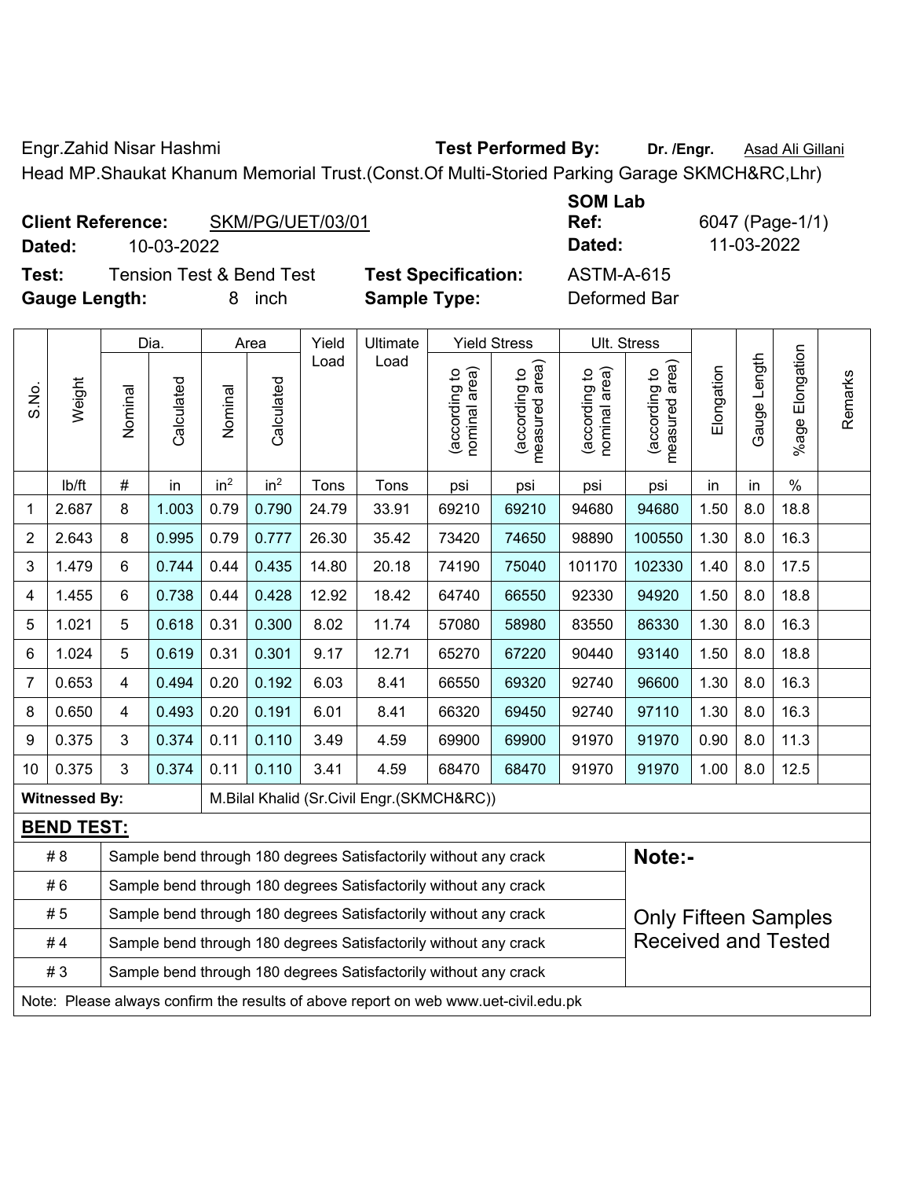Engr.Zahid Nisar Hashmi **Test Performed By:** **Dr. /Engr.** Asad Ali Gillani

Head MP.Shaukat Khanum Memorial Trust.(Const.Of Multi-Storied Parking Garage SKMCH&RC,Lhr)

**Client Reference:** SKM/PG/UET/03/01 **SOM Lab Ref:** 6047 (Page-1/1)

**Dated:** 10-03-2022 **Dated:** 11-03-2022

**Test:** Tension Test & Bend Test **Test Specification:** ASTM-A-615

**Gauge Length:** 8 inch **Sample Type:** Deformed Bar

| S.No. | Weight | Dia. | | Area | | Yield Load | Ultimate Load | Yield Stress | | Ult. Stress | | Elongation | Gauge Length | %age Elongation | Remarks |
|---|---|---|---|---|---|---|---|---|---|---|---|---|---|---|---|
| | | Nominal | Calculated | Nominal | Calculated | | | (according to nominal area) | (according to measured area) | (according to nominal area) | (according to measured area) | | | | |
| | lb/ft | # | in | in² | in² | Tons | Tons | psi | psi | psi | psi | in | in | % | |
| 1 | 2.687 | 8 | 1.003 | 0.79 | 0.790 | 24.79 | 33.91 | 69210 | 69210 | 94680 | 94680 | 1.50 | 8.0 | 18.8 | |
| 2 | 2.643 | 8 | 0.995 | 0.79 | 0.777 | 26.30 | 35.42 | 73420 | 74650 | 98890 | 100550 | 1.30 | 8.0 | 16.3 | |
| 3 | 1.479 | 6 | 0.744 | 0.44 | 0.435 | 14.80 | 20.18 | 74190 | 75040 | 101170 | 102330 | 1.40 | 8.0 | 17.5 | |
| 4 | 1.455 | 6 | 0.738 | 0.44 | 0.428 | 12.92 | 18.42 | 64740 | 66550 | 92330 | 94920 | 1.50 | 8.0 | 18.8 | |
| 5 | 1.021 | 5 | 0.618 | 0.31 | 0.300 | 8.02 | 11.74 | 57080 | 58980 | 83550 | 86330 | 1.30 | 8.0 | 16.3 | |
| 6 | 1.024 | 5 | 0.619 | 0.31 | 0.301 | 9.17 | 12.71 | 65270 | 67220 | 90440 | 93140 | 1.50 | 8.0 | 18.8 | |
| 7 | 0.653 | 4 | 0.494 | 0.20 | 0.192 | 6.03 | 8.41 | 66550 | 69320 | 92740 | 96600 | 1.30 | 8.0 | 16.3 | |
| 8 | 0.650 | 4 | 0.493 | 0.20 | 0.191 | 6.01 | 8.41 | 66320 | 69450 | 92740 | 97110 | 1.30 | 8.0 | 16.3 | |
| 9 | 0.375 | 3 | 0.374 | 0.11 | 0.110 | 3.49 | 4.59 | 69900 | 69900 | 91970 | 91970 | 0.90 | 8.0 | 11.3 | |
| 10 | 0.375 | 3 | 0.374 | 0.11 | 0.110 | 3.41 | 4.59 | 68470 | 68470 | 91970 | 91970 | 1.00 | 8.0 | 12.5 | |

**Witnessed By:** M.Bilal Khalid (Sr.Civil Engr.(SKMCH&RC))

**BEND TEST:**

| | |
|---|---|
| # 8 | Sample bend through 180 degrees Satisfactorily without any crack |
| # 6 | Sample bend through 180 degrees Satisfactorily without any crack |
| # 5 | Sample bend through 180 degrees Satisfactorily without any crack |
| # 4 | Sample bend through 180 degrees Satisfactorily without any crack |
| # 3 | Sample bend through 180 degrees Satisfactorily without any crack |

**Note:-**

Only Fifteen Samples Received and Tested

Note: Please always confirm the results of above report on web www.uet-civil.edu.pk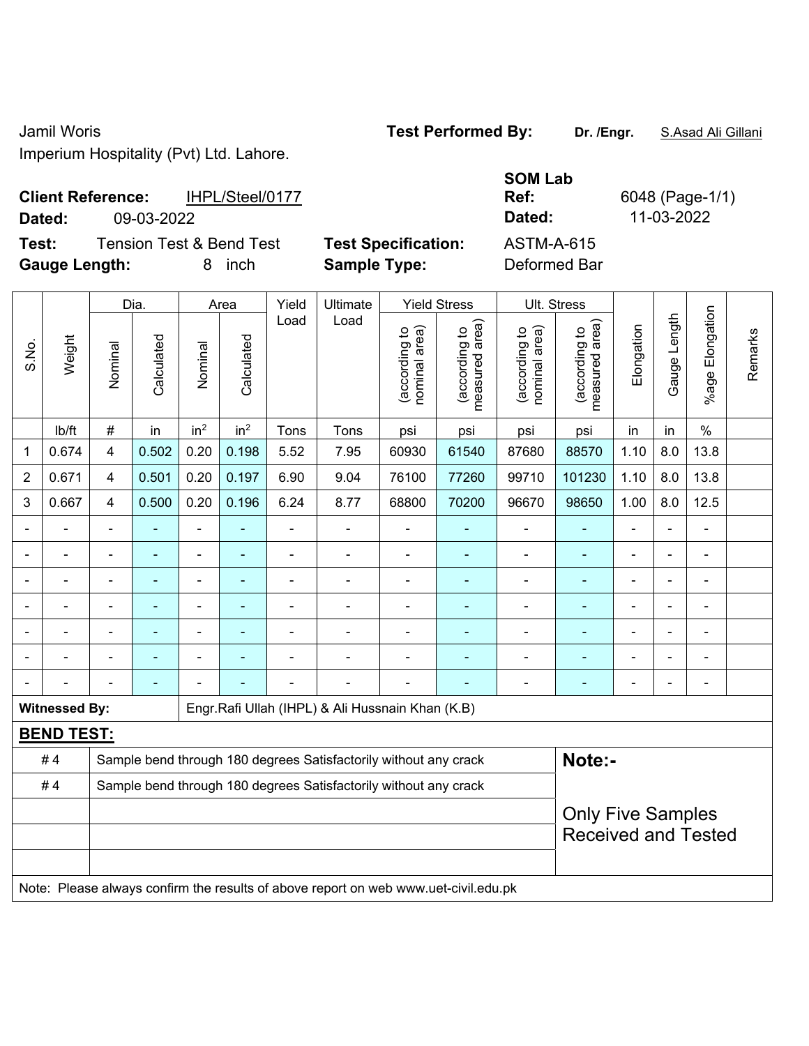Jamil Woris
Imperium Hospitality (Pvt) Ltd. Lahore.

**Test Performed By:** **Dr. /Engr.** S.Asad Ali Gillani

**Client Reference:** IHPL/Steel/0177
**Dated:** 09-03-2022

**SOM Lab Ref:** 6048 (Page-1/1)
**Dated:** 11-03-2022

**Test:** Tension Test & Bend Test
**Gauge Length:** 8 inch

**Test Specification:** ASTM-A-615
**Sample Type:** Deformed Bar

| S.No. | Weight | Dia. | | Area | | Yield Load | Ultimate Load | Yield Stress | | Ult. Stress | | Elongation | Gauge Length | %age Elongation | Remarks |
|---|---|---|---|---|---|---|---|---|---|---|---|---|---|---|---|
| | | Nominal | Calculated | Nominal | Calculated | | | (according to nominal area) | (according to measured area) | (according to nominal area) | (according to measured area) | | | | |
| | lb/ft | # | in | $in^2$ | $in^2$ | Tons | Tons | psi | psi | psi | psi | in | in | % | |
| 1 | 0.674 | 4 | 0.502 | 0.20 | 0.198 | 5.52 | 7.95 | 60930 | 61540 | 87680 | 88570 | 1.10 | 8.0 | 13.8 | |
| 2 | 0.671 | 4 | 0.501 | 0.20 | 0.197 | 6.90 | 9.04 | 76100 | 77260 | 99710 | 101230 | 1.10 | 8.0 | 13.8 | |
| 3 | 0.667 | 4 | 0.500 | 0.20 | 0.196 | 6.24 | 8.77 | 68800 | 70200 | 96670 | 98650 | 1.00 | 8.0 | 12.5 | |
| - | - | - | - | - | - | - | - | - | - | - | - | - | - | - | |
| - | - | - | - | - | - | - | - | - | - | - | - | - | - | - | |
| - | - | - | - | - | - | - | - | - | - | - | - | - | - | - | |
| - | - | - | - | - | - | - | - | - | - | - | - | - | - | - | |
| - | - | - | - | - | - | - | - | - | - | - | - | - | - | - | |
| - | - | - | - | - | - | - | - | - | - | - | - | - | - | - | |
| - | - | - | - | - | - | - | - | - | - | - | - | - | - | - | |

**Witnessed By:** Engr.Rafi Ullah (IHPL) & Ali Hussnain Khan (K.B)

**BEND TEST:**

| | |
|---|---|
| # 4 | Sample bend through 180 degrees Satisfactorily without any crack |
| # 4 | Sample bend through 180 degrees Satisfactorily without any crack |
| | |
| | |
| | |

**Note:-**

Only Five Samples Received and Tested

Note: Please always confirm the results of above report on web www.uet-civil.edu.pk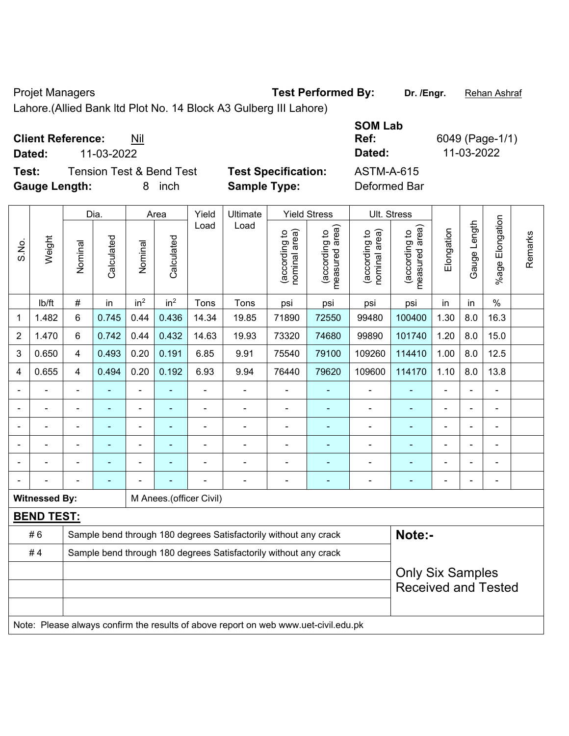Projet Managers

Lahore.(Allied Bank ltd Plot No. 14 Block A3 Gulberg III Lahore)

**Test Performed By:** **Dr. /Engr.** Rehan Ashraf

**Client Reference:** Nil

**Dated:** 11-03-2022

**SOM Lab Ref:** 6049 (Page-1/1)

**Dated:** 11-03-2022

**Test:** Tension Test & Bend Test

**Gauge Length:** 8 inch

**Test Specification:** ASTM-A-615

**Sample Type:** Deformed Bar

| S.No. | Weight | Dia. | | Area | | Yield Load | Ultimate Load | Yield Stress | | Ult. Stress | | Elongation | Gauge Length | %age Elongation | Remarks |
|---|---|---|---|---|---|---|---|---|---|---|---|---|---|---|---|
| | | Nominal | Calculated | Nominal | Calculated | | | (according to nominal area) | (according to measured area) | (according to nominal area) | (according to measured area) | | | | |
| | lb/ft | # | in | in$^2$ | in$^2$ | Tons | Tons | psi | psi | psi | psi | in | in | % | |
| 1 | 1.482 | 6 | 0.745 | 0.44 | 0.436 | 14.34 | 19.85 | 71890 | 72550 | 99480 | 100400 | 1.30 | 8.0 | 16.3 | |
| 2 | 1.470 | 6 | 0.742 | 0.44 | 0.432 | 14.63 | 19.93 | 73320 | 74680 | 99890 | 101740 | 1.20 | 8.0 | 15.0 | |
| 3 | 0.650 | 4 | 0.493 | 0.20 | 0.191 | 6.85 | 9.91 | 75540 | 79100 | 109260 | 114410 | 1.00 | 8.0 | 12.5 | |
| 4 | 0.655 | 4 | 0.494 | 0.20 | 0.192 | 6.93 | 9.94 | 76440 | 79620 | 109600 | 114170 | 1.10 | 8.0 | 13.8 | |
| - | - | - | - | - | - | - | - | - | - | - | - | - | - | - | |
| - | - | - | - | - | - | - | - | - | - | - | - | - | - | - | |
| - | - | - | - | - | - | - | - | - | - | - | - | - | - | - | |
| - | - | - | - | - | - | - | - | - | - | - | - | - | - | - | |
| - | - | - | - | - | - | - | - | - | - | - | - | - | - | - | |
| - | - | - | - | - | - | - | - | - | - | - | - | - | - | - | |

**Witnessed By:** M Anees.(officer Civil)

**BEND TEST:**

| | |
|---|---|
| # 6 | Sample bend through 180 degrees Satisfactorily without any crack |
| # 4 | Sample bend through 180 degrees Satisfactorily without any crack |

**Note:-**

Only Six Samples Received and Tested

Note: Please always confirm the results of above report on web www.uet-civil.edu.pk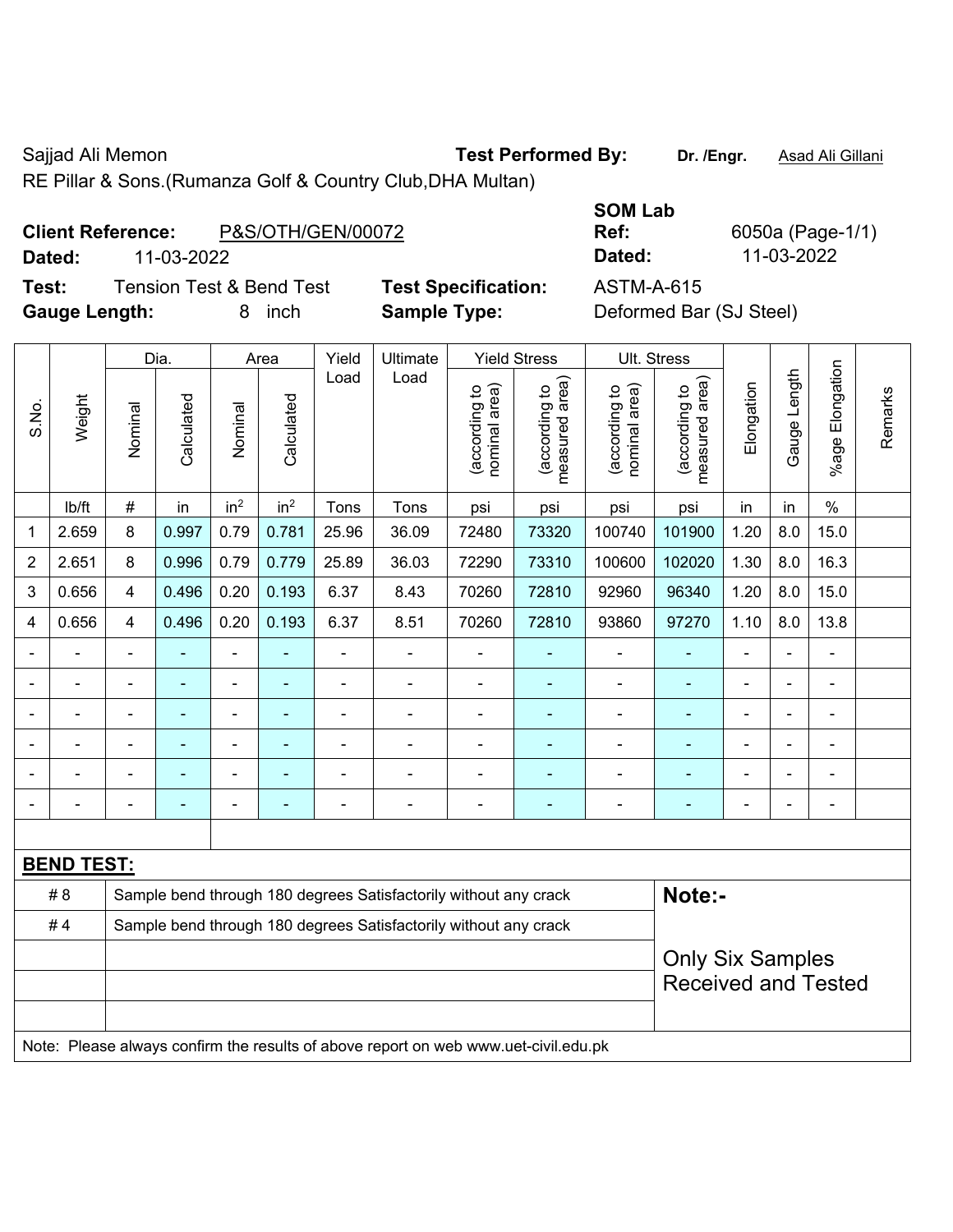Sajjad Ali Memon

**Test Performed By:** **Dr. /Engr.** Asad Ali Gillani

RE Pillar & Sons.(Rumanza Golf & Country Club,DHA Multan)

**Client Reference:** P&S/OTH/GEN/00072

**Dated:** 11-03-2022

**SOM Lab Ref:** 6050a (Page-1/1)

**Dated:** 11-03-2022

**Test:** Tension Test & Bend Test

**Test Specification:** ASTM-A-615

**Gauge Length:** 8 inch

**Sample Type:** Deformed Bar (SJ Steel)

| S.No. | Weight | Dia. | | Area | | Yield Load | Ultimate Load | Yield Stress | | Ult. Stress | | Elongation | Gauge Length | %age Elongation | Remarks |
|---|---|---|---|---|---|---|---|---|---|---|---|---|---|---|---|
| | | Nominal | Calculated | Nominal | Calculated | | | (according to nominal area) | (according to measured area) | (according to nominal area) | (according to measured area) | | | | |
| | lb/ft | # | in | in² | in² | Tons | Tons | psi | psi | psi | psi | in | in | % | |
| 1 | 2.659 | 8 | 0.997 | 0.79 | 0.781 | 25.96 | 36.09 | 72480 | 73320 | 100740 | 101900 | 1.20 | 8.0 | 15.0 | |
| 2 | 2.651 | 8 | 0.996 | 0.79 | 0.779 | 25.89 | 36.03 | 72290 | 73310 | 100600 | 102020 | 1.30 | 8.0 | 16.3 | |
| 3 | 0.656 | 4 | 0.496 | 0.20 | 0.193 | 6.37 | 8.43 | 70260 | 72810 | 92960 | 96340 | 1.20 | 8.0 | 15.0 | |
| 4 | 0.656 | 4 | 0.496 | 0.20 | 0.193 | 6.37 | 8.51 | 70260 | 72810 | 93860 | 97270 | 1.10 | 8.0 | 13.8 | |
| - | - | - | - | - | - | - | - | - | - | - | - | - | - | - | |
| - | - | - | - | - | - | - | - | - | - | - | - | - | - | - | |
| - | - | - | - | - | - | - | - | - | - | - | - | - | - | - | |
| - | - | - | - | - | - | - | - | - | - | - | - | - | - | - | |
| - | - | - | - | - | - | - | - | - | - | - | - | - | - | - | |
| - | - | - | - | - | - | - | - | - | - | - | - | - | - | - | |

**BEND TEST:**

| | |
|---|---|
| # 8 | Sample bend through 180 degrees Satisfactorily without any crack |
| # 4 | Sample bend through 180 degrees Satisfactorily without any crack |

**Note:-**

Only Six Samples Received and Tested

Note: Please always confirm the results of above report on web www.uet-civil.edu.pk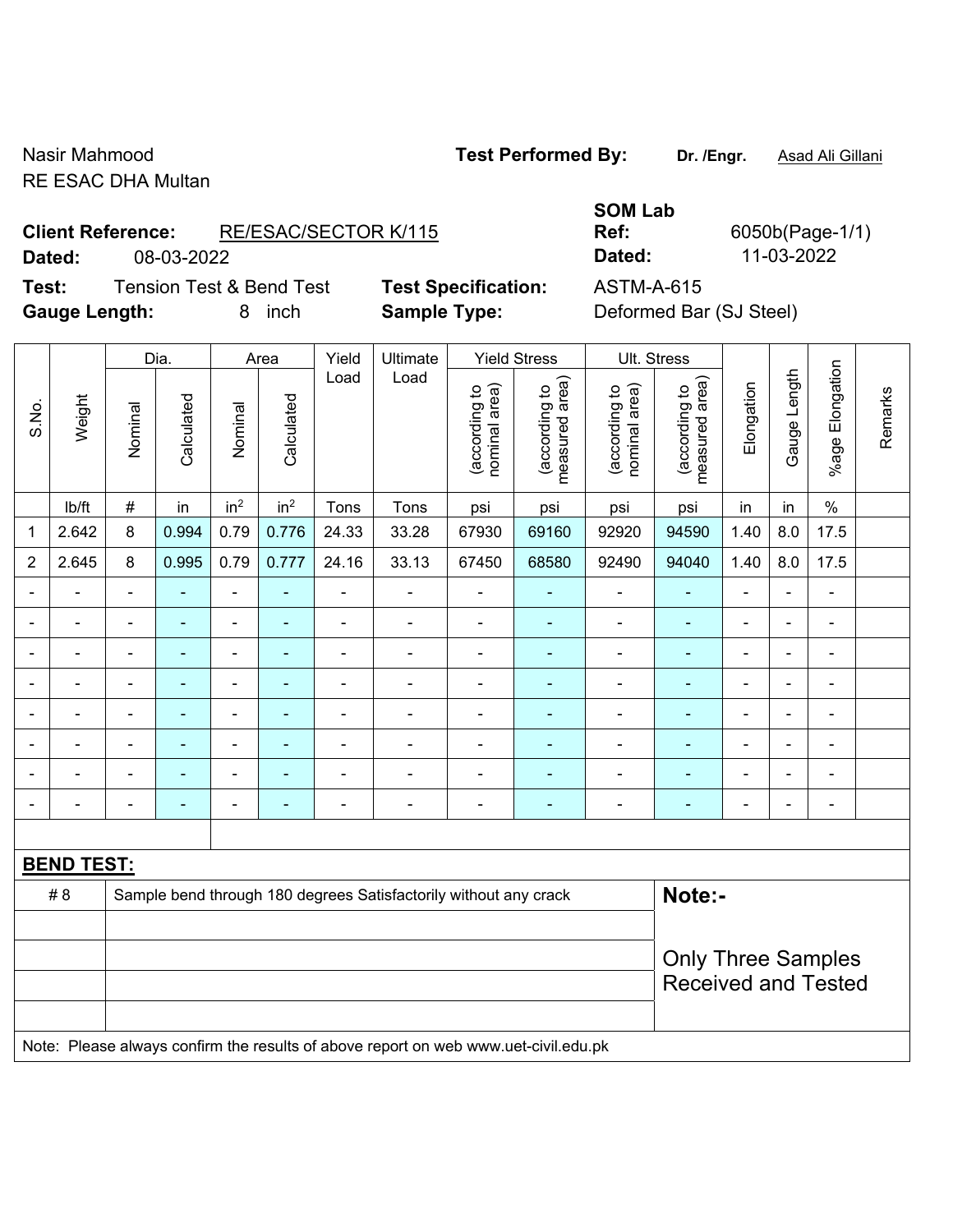Nasir Mahmood
RE ESAC DHA Multan

**Test Performed By:** **Dr. /Engr.** Asad Ali Gillani

**Client Reference:** RE/ESAC/SECTOR K/115
**Dated:** 08-03-2022

**SOM Lab Ref:** 6050b(Page-1/1)
**Dated:** 11-03-2022

**Test:** Tension Test & Bend Test
**Test Specification:** ASTM-A-615
**Gauge Length:** 8 inch
**Sample Type:** Deformed Bar (SJ Steel)

| S.No. | Weight | Dia. | | Area | | Yield Load | Ultimate Load | Yield Stress | | Ult. Stress | | Elongation | Gauge Length | %age Elongation | Remarks |
|---|---|---|---|---|---|---|---|---|---|---|---|---|---|---|---|
| | | Nominal | Calculated | Nominal | Calculated | | | (according to nominal area) | (according to measured area) | (according to nominal area) | (according to measured area) | | | | |
| | lb/ft | # | in | $in^2$ | $in^2$ | Tons | Tons | psi | psi | psi | psi | in | in | % | |
| 1 | 2.642 | 8 | 0.994 | 0.79 | 0.776 | 24.33 | 33.28 | 67930 | 69160 | 92920 | 94590 | 1.40 | 8.0 | 17.5 | |
| 2 | 2.645 | 8 | 0.995 | 0.79 | 0.777 | 24.16 | 33.13 | 67450 | 68580 | 92490 | 94040 | 1.40 | 8.0 | 17.5 | |
| - | - | - | - | - | - | - | - | - | - | - | - | - | - | - | |
| - | - | - | - | - | - | - | - | - | - | - | - | - | - | - | |
| - | - | - | - | - | - | - | - | - | - | - | - | - | - | - | |
| - | - | - | - | - | - | - | - | - | - | - | - | - | - | - | |
| - | - | - | - | - | - | - | - | - | - | - | - | - | - | - | |
| - | - | - | - | - | - | - | - | - | - | - | - | - | - | - | |
| - | - | - | - | - | - | - | - | - | - | - | - | - | - | - | |
| - | - | - | - | - | - | - | - | - | - | - | - | - | - | - | |

**BEND TEST:**

| | |
|---|---|
| # 8 | Sample bend through 180 degrees Satisfactorily without any crack |

**Note:-**

Only Three Samples Received and Tested

Note: Please always confirm the results of above report on web www.uet-civil.edu.pk